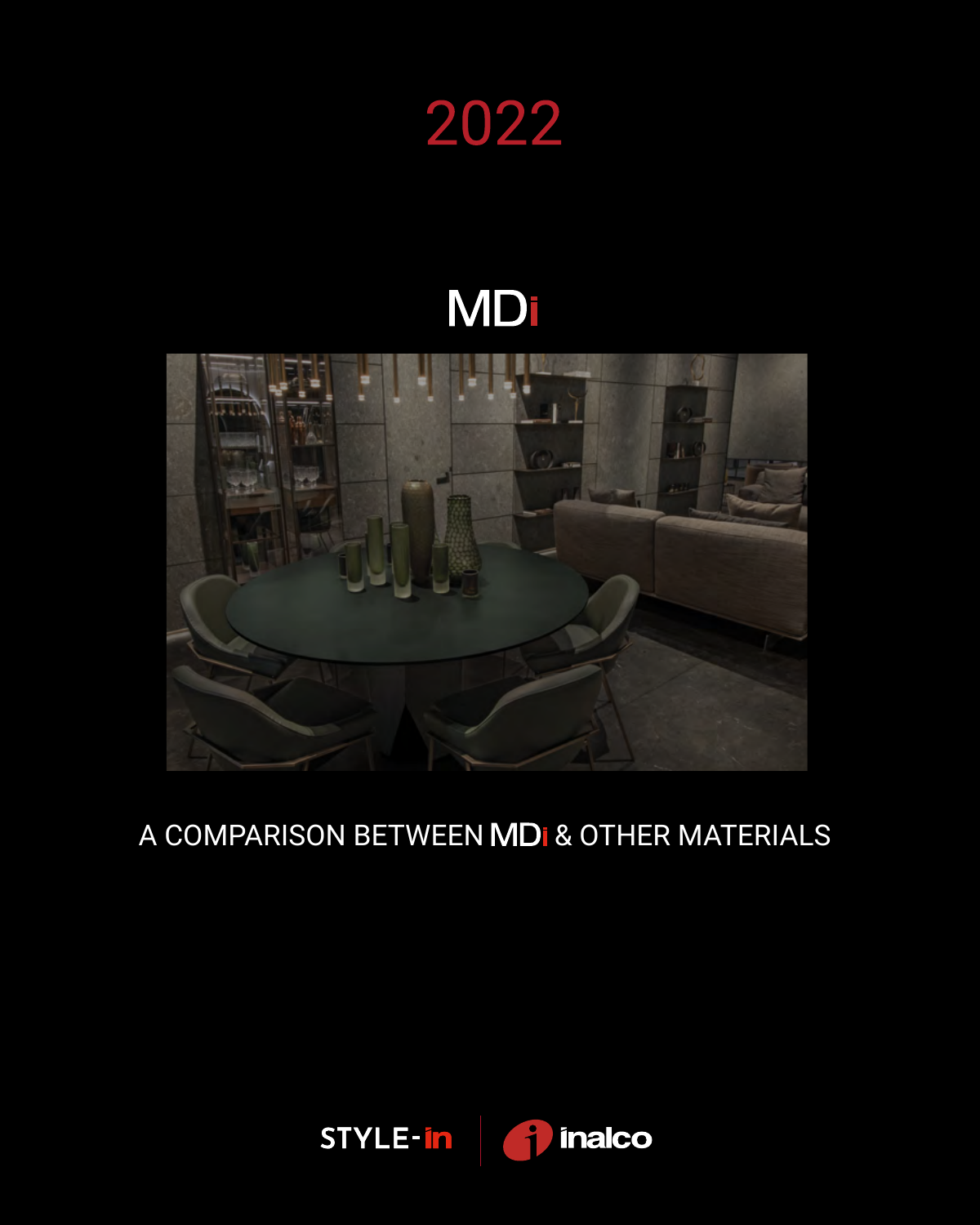# 2022

## MDi

A COMPARISON BETWEEN MDi & OTHER MATERIALS

STYLE-in | inalco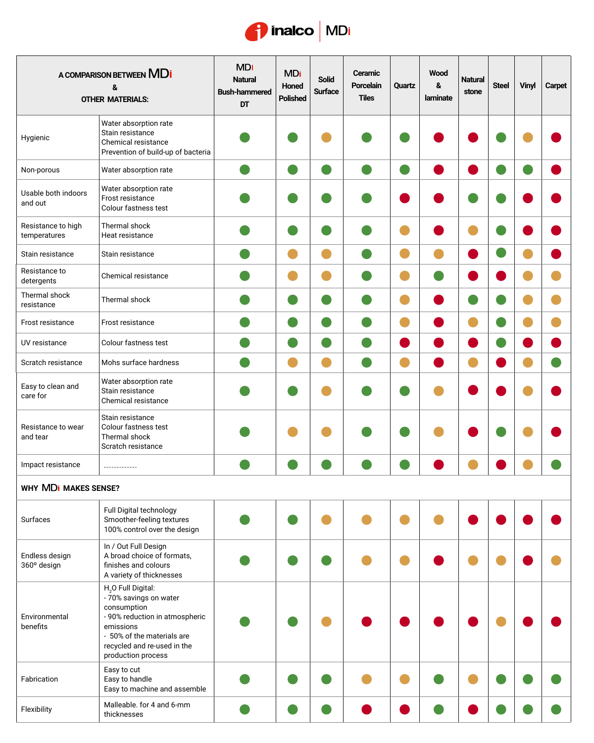inalco | MDi

| A COMPARISON BETWEEN MDi & OTHER MATERIALS: | | MDi Natural Bush-hammered DT | MDi Honed Polished | Solid Surface | Ceramic Porcelain Tiles | Quartz | Wood & laminate | Natural stone | Steel | Vinyl | Carpet |
|---|---|---|---|---|---|---|---|---|---|---|---|
| Hygienic | Water absorption rate<br>Stain resistance<br>Chemical resistance<br>Prevention of build-up of bacteria | 🟢 | 🟢 | 🟠 | 🟢 | 🟢 | 🔴 | 🔴 | 🟢 | 🟠 | 🔴 |
| Non-porous | Water absorption rate | 🟢 | 🟢 | 🟢 | 🟢 | 🟢 | 🔴 | 🔴 | 🟢 | 🟢 | 🔴 |
| Usable both indoors and out | Water absorption rate<br>Frost resistance<br>Colour fastness test | 🟢 | 🟢 | 🟢 | 🟢 | 🔴 | 🔴 | 🟢 | 🟢 | 🔴 | 🔴 |
| Resistance to high temperatures | Thermal shock<br>Heat resistance | 🟢 | 🟢 | 🟢 | 🟢 | 🟠 | 🔴 | 🟠 | 🟢 | 🔴 | 🔴 |
| Stain resistance | Stain resistance | 🟢 | 🟠 | 🟠 | 🟢 | 🟠 | 🟠 | 🔴 | 🟢 | 🟠 | 🔴 |
| Resistance to detergents | Chemical resistance | 🟢 | 🟠 | 🟠 | 🟢 | 🟠 | 🟢 | 🔴 | 🔴 | 🟠 | 🟠 |
| Thermal shock resistance | Thermal shock | 🟢 | 🟢 | 🟢 | 🟢 | 🟠 | 🔴 | 🟢 | 🟢 | 🟠 | 🟠 |
| Frost resistance | Frost resistance | 🟢 | 🟢 | 🟢 | 🟢 | 🟠 | 🔴 | 🟠 | 🟢 | 🟠 | 🟠 |
| UV resistance | Colour fastness test | 🟢 | 🟢 | 🟢 | 🟢 | 🔴 | 🔴 | 🔴 | 🟢 | 🔴 | 🔴 |
| Scratch resistance | Mohs surface hardness | 🟢 | 🟠 | 🟠 | 🟢 | 🟠 | 🔴 | 🟠 | 🔴 | 🟠 | 🟢 |
| Easy to clean and care for | Water absorption rate<br>Stain resistance<br>Chemical resistance | 🟢 | 🟢 | 🟠 | 🟢 | 🟢 | 🟠 | 🔴 | 🔴 | 🟠 | 🔴 |
| Resistance to wear and tear | Stain resistance<br>Colour fastness test<br>Thermal shock<br>Scratch resistance | 🟢 | 🟠 | 🟠 | 🟢 | 🟢 | 🟠 | 🔴 | 🟢 | 🟠 | 🔴 |
| Impact resistance | ------------- | 🟢 | 🟢 | 🟢 | 🟢 | 🟢 | 🔴 | 🟠 | 🔴 | 🟠 | 🟢 |
| **WHY MDi MAKES SENSE?** | | | | | | | | | | | |
| Surfaces | Full Digital technology<br>Smoother-feeling textures<br>100% control over the design | 🟢 | 🟢 | 🟠 | 🟠 | 🟠 | 🟠 | 🔴 | 🔴 | 🔴 | 🔴 |
| Endless design 360º design | In / Out Full Design<br>A broad choice of formats, finishes and colours<br>A variety of thicknesses | 🟢 | 🟢 | 🟢 | 🟠 | 🟠 | 🔴 | 🟠 | 🟠 | 🔴 | 🟠 |
| Environmental benefits | $H_2O$ Full Digital:<br>- 70% savings on water consumption<br>- 90% reduction in atmospheric emissions<br>- 50% of the materials are recycled and re-used in the production process | 🟢 | 🟢 | 🟠 | 🔴 | 🔴 | 🔴 | 🔴 | 🟠 | 🔴 | 🔴 |
| Fabrication | Easy to cut<br>Easy to handle<br>Easy to machine and assemble | 🟢 | 🟢 | 🟢 | 🟠 | 🟠 | 🟢 | 🟠 | 🟢 | 🟢 | 🟢 |
| Flexibility | Malleable. for 4 and 6-mm thicknesses | 🟢 | 🟢 | 🟢 | 🔴 | 🔴 | 🟢 | 🔴 | 🟢 | 🟢 | 🟢 |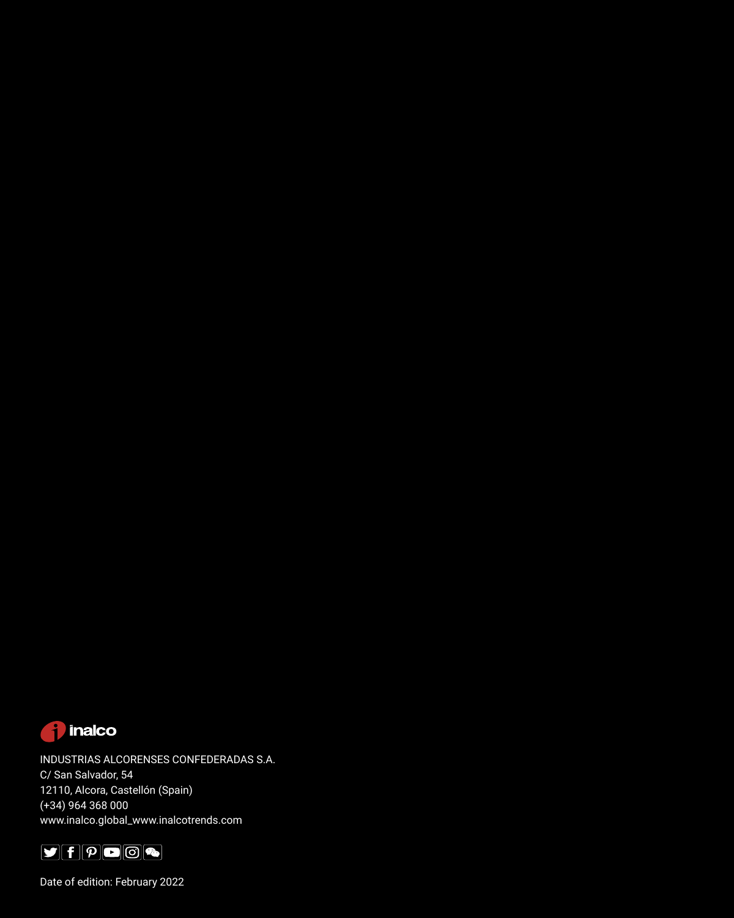INDUSTRIAS ALCORENSES CONFEDERADAS S.A.
C/ San Salvador, 54
12110, Alcora, Castellón (Spain)
(+34) 964 368 000
www.inalco.global_www.inalcotrends.com

Date of edition: February 2022